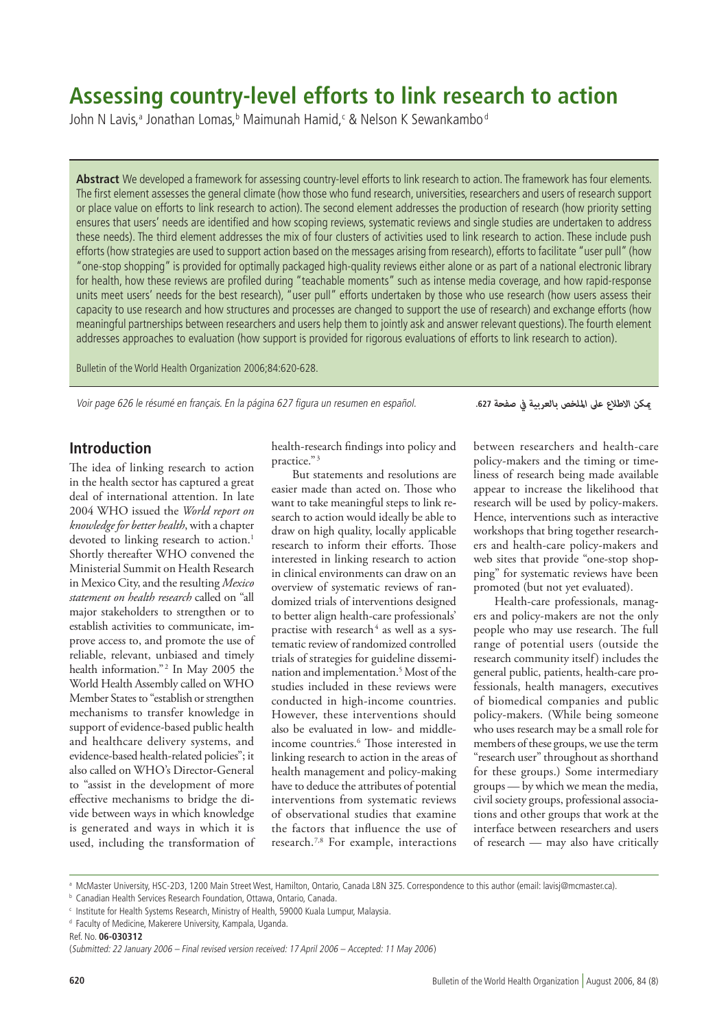# Assessing country-level efforts to link research to action

John N Lavis,[a] Jonathan Lomas,[b] Maimunah Hamid,[c] & Nelson K Sewankambo[d]

**Abstract** We developed a framework for assessing country-level efforts to link research to action. The framework has four elements. The first element assesses the general climate (how those who fund research, universities, researchers and users of research support or place value on efforts to link research to action). The second element addresses the production of research (how priority setting ensures that users' needs are identified and how scoping reviews, systematic reviews and single studies are undertaken to address these needs). The third element addresses the mix of four clusters of activities used to link research to action. These include push efforts (how strategies are used to support action based on the messages arising from research), efforts to facilitate "user pull" (how "one-stop shopping" is provided for optimally packaged high-quality reviews either alone or as part of a national electronic library for health, how these reviews are profiled during "teachable moments" such as intense media coverage, and how rapid-response units meet users' needs for the best research), "user pull" efforts undertaken by those who use research (how users assess their capacity to use research and how structures and processes are changed to support the use of research) and exchange efforts (how meaningful partnerships between researchers and users help them to jointly ask and answer relevant questions). The fourth element addresses approaches to evaluation (how support is provided for rigorous evaluations of efforts to link research to action).

Bulletin of the World Health Organization 2006;84:620-628.

*Voir page 626 le résumé en français. En la página 627 figura un resumen en español.*

يمكن الاطلاع على الملخص بالعربية في صفحة 627.

## Introduction

The idea of linking research to action in the health sector has captured a great deal of international attention. In late 2004 WHO issued the *World report on knowledge for better health*, with a chapter devoted to linking research to action.[1] Shortly thereafter WHO convened the Ministerial Summit on Health Research in Mexico City, and the resulting *Mexico statement on health research* called on "all major stakeholders to strengthen or to establish activities to communicate, improve access to, and promote the use of reliable, relevant, unbiased and timely health information."[2] In May 2005 the World Health Assembly called on WHO Member States to "establish or strengthen mechanisms to transfer knowledge in support of evidence-based public health and healthcare delivery systems, and evidence-based health-related policies"; it also called on WHO's Director-General to "assist in the development of more effective mechanisms to bridge the divide between ways in which knowledge is generated and ways in which it is used, including the transformation of health-research findings into policy and practice."[3]

But statements and resolutions are easier made than acted on. Those who want to take meaningful steps to link research to action would ideally be able to draw on high quality, locally applicable research to inform their efforts. Those interested in linking research to action in clinical environments can draw on an overview of systematic reviews of randomized trials of interventions designed to better align health-care professionals' practise with research[4] as well as a systematic review of randomized controlled trials of strategies for guideline dissemination and implementation.[5] Most of the studies included in these reviews were conducted in high-income countries. However, these interventions should also be evaluated in low- and middle-income countries.[6] Those interested in linking research to action in the areas of health management and policy-making have to deduce the attributes of potential interventions from systematic reviews of observational studies that examine the factors that influence the use of research.[7,8] For example, interactions between researchers and health-care policy-makers and the timing or timeliness of research being made available appear to increase the likelihood that research will be used by policy-makers. Hence, interventions such as interactive workshops that bring together researchers and health-care policy-makers and web sites that provide "one-stop shopping" for systematic reviews have been promoted (but not yet evaluated).

Health-care professionals, managers and policy-makers are not the only people who may use research. The full range of potential users (outside the research community itself) includes the general public, patients, health-care professionals, health managers, executives of biomedical companies and public policy-makers. (While being someone who uses research may be a small role for members of these groups, we use the term "research user" throughout as shorthand for these groups.) Some intermediary groups — by which we mean the media, civil society groups, professional associations and other groups that work at the interface between researchers and users of research — may also have critically

[a] McMaster University, HSC-2D3, 1200 Main Street West, Hamilton, Ontario, Canada L8N 3Z5. Correspondence to this author (email: lavisj@mcmaster.ca).

[b] Canadian Health Services Research Foundation, Ottawa, Ontario, Canada.

[c] Institute for Health Systems Research, Ministry of Health, 59000 Kuala Lumpur, Malaysia.

[d] Faculty of Medicine, Makerere University, Kampala, Uganda.

Ref. No. **06-030312**

(*Submitted: 22 January 2006 – Final revised version received: 17 April 2006 – Accepted: 11 May 2006*)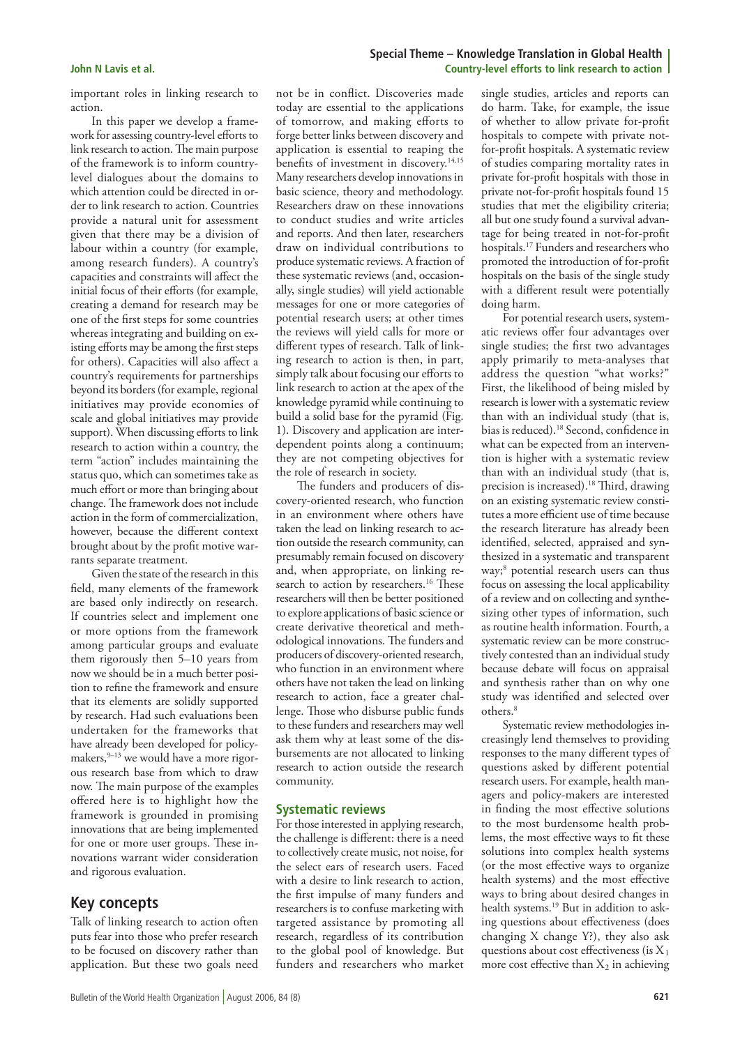important roles in linking research to action.

In this paper we develop a framework for assessing country-level efforts to link research to action. The main purpose of the framework is to inform country-level dialogues about the domains to which attention could be directed in order to link research to action. Countries provide a natural unit for assessment given that there may be a division of labour within a country (for example, among research funders). A country's capacities and constraints will affect the initial focus of their efforts (for example, creating a demand for research may be one of the first steps for some countries whereas integrating and building on existing efforts may be among the first steps for others). Capacities will also affect a country's requirements for partnerships beyond its borders (for example, regional initiatives may provide economies of scale and global initiatives may provide support). When discussing efforts to link research to action within a country, the term "action" includes maintaining the status quo, which can sometimes take as much effort or more than bringing about change. The framework does not include action in the form of commercialization, however, because the different context brought about by the profit motive warrants separate treatment.

Given the state of the research in this field, many elements of the framework are based only indirectly on research. If countries select and implement one or more options from the framework among particular groups and evaluate them rigorously then 5–10 years from now we should be in a much better position to refine the framework and ensure that its elements are solidly supported by research. Had such evaluations been undertaken for the frameworks that have already been developed for policy-makers,[9–13] we would have a more rigorous research base from which to draw now. The main purpose of the examples offered here is to highlight how the framework is grounded in promising innovations that are being implemented for one or more user groups. These innovations warrant wider consideration and rigorous evaluation.

## Key concepts

Talk of linking research to action often puts fear into those who prefer research to be focused on discovery rather than application. But these two goals need not be in conflict. Discoveries made today are essential to the applications of tomorrow, and making efforts to forge better links between discovery and application is essential to reaping the benefits of investment in discovery.[14,15] Many researchers develop innovations in basic science, theory and methodology. Researchers draw on these innovations to conduct studies and write articles and reports. And then later, researchers draw on individual contributions to produce systematic reviews. A fraction of these systematic reviews (and, occasionally, single studies) will yield actionable messages for one or more categories of potential research users; at other times the reviews will yield calls for more or different types of research. Talk of linking research to action is then, in part, simply talk about focusing our efforts to link research to action at the apex of the knowledge pyramid while continuing to build a solid base for the pyramid (Fig. 1). Discovery and application are interdependent points along a continuum; they are not competing objectives for the role of research in society.

The funders and producers of discovery-oriented research, who function in an environment where others have taken the lead on linking research to action outside the research community, can presumably remain focused on discovery and, when appropriate, on linking research to action by researchers.[16] These researchers will then be better positioned to explore applications of basic science or create derivative theoretical and methodological innovations. The funders and producers of discovery-oriented research, who function in an environment where others have not taken the lead on linking research to action, face a greater challenge. Those who disburse public funds to these funders and researchers may well ask them why at least some of the disbursements are not allocated to linking research to action outside the research community.

### Systematic reviews

For those interested in applying research, the challenge is different: there is a need to collectively create music, not noise, for the select ears of research users. Faced with a desire to link research to action, the first impulse of many funders and researchers is to confuse marketing with targeted assistance by promoting all research, regardless of its contribution to the global pool of knowledge. But funders and researchers who market single studies, articles and reports can do harm. Take, for example, the issue of whether to allow private for-profit hospitals to compete with private not-for-profit hospitals. A systematic review of studies comparing mortality rates in private for-profit hospitals with those in private not-for-profit hospitals found 15 studies that met the eligibility criteria; all but one study found a survival advantage for being treated in not-for-profit hospitals.[17] Funders and researchers who promoted the introduction of for-profit hospitals on the basis of the single study with a different result were potentially doing harm.

For potential research users, systematic reviews offer four advantages over single studies; the first two advantages apply primarily to meta-analyses that address the question "what works?" First, the likelihood of being misled by research is lower with a systematic review than with an individual study (that is, bias is reduced).[18] Second, confidence in what can be expected from an intervention is higher with a systematic review than with an individual study (that is, precision is increased).[18] Third, drawing on an existing systematic review constitutes a more efficient use of time because the research literature has already been identified, selected, appraised and synthesized in a systematic and transparent way;[8] potential research users can thus focus on assessing the local applicability of a review and on collecting and synthesizing other types of information, such as routine health information. Fourth, a systematic review can be more constructively contested than an individual study because debate will focus on appraisal and synthesis rather than on why one study was identified and selected over others.[8]

Systematic review methodologies increasingly lend themselves to providing responses to the many different types of questions asked by different potential research users. For example, health managers and policy-makers are interested in finding the most effective solutions to the most burdensome health problems, the most effective ways to fit these solutions into complex health systems (or the most effective ways to organize health systems) and the most effective ways to bring about desired changes in health systems.[19] But in addition to asking questions about effectiveness (does changing X change Y?), they also ask questions about cost effectiveness (is $X_1$ more cost effective than $X_2$ in achieving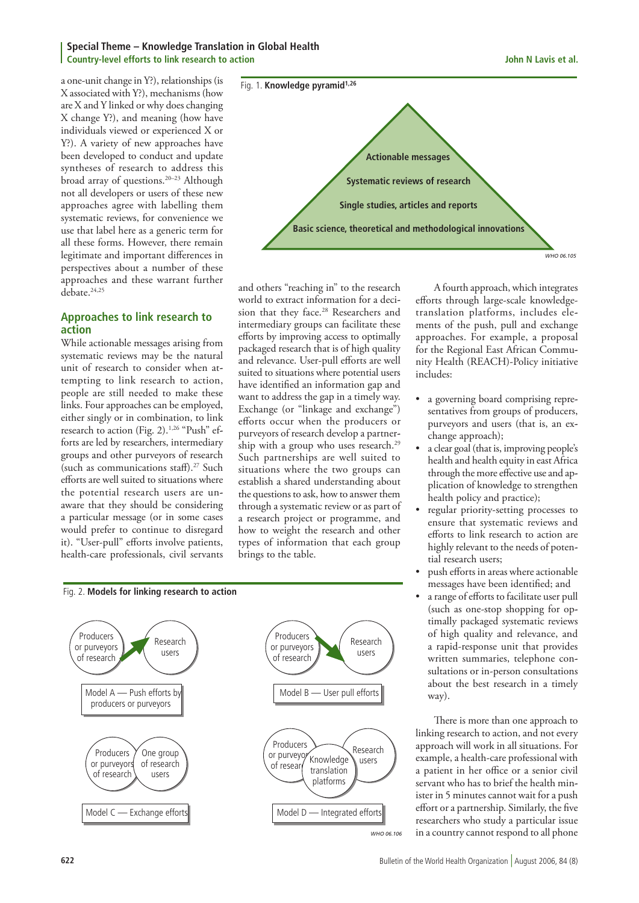a one-unit change in Y?), relationships (is X associated with Y?), mechanisms (how are X and Y linked or why does changing X change Y?), and meaning (how have individuals viewed or experienced X or Y?). A variety of new approaches have been developed to conduct and update syntheses of research to address this broad array of questions.[20–23] Although not all developers or users of these new approaches agree with labelling them systematic reviews, for convenience we use that label here as a generic term for all these forms. However, there remain legitimate and important differences in perspectives about a number of these approaches and these warrant further debate.[24,25]

Fig. 1. **Knowledge pyramid[1,26]**

- Actionable messages
- Systematic reviews of research
- Single studies, articles and reports
- Basic science, theoretical and methodological innovations

## Approaches to link research to action

While actionable messages arising from systematic reviews may be the natural unit of research to consider when attempting to link research to action, people are still needed to make these links. Four approaches can be employed, either singly or in combination, to link research to action (Fig. 2).[1,26] "Push" efforts are led by researchers, intermediary groups and other purveyors of research (such as communications staff).[27] Such efforts are well suited to situations where the potential research users are unaware that they should be considering a particular message (or in some cases would prefer to continue to disregard it). "User-pull" efforts involve patients, health-care professionals, civil servants and others "reaching in" to the research world to extract information for a decision that they face.[28] Researchers and intermediary groups can facilitate these efforts by improving access to optimally packaged research that is of high quality and relevance. User-pull efforts are well suited to situations where potential users have identified an information gap and want to address the gap in a timely way. Exchange (or "linkage and exchange") efforts occur when the producers or purveyors of research develop a partnership with a group who uses research.[29] Such partnerships are well suited to situations where the two groups can establish a shared understanding about the questions to ask, how to answer them through a systematic review or as part of a research project or programme, and how to weight the research and other types of information that each group brings to the table.

A fourth approach, which integrates efforts through large-scale knowledge-translation platforms, includes elements of the push, pull and exchange approaches. For example, a proposal for the Regional East African Community Health (REACH)-Policy initiative includes:

- a governing board comprising representatives from groups of producers, purveyors and users (that is, an exchange approach);
- a clear goal (that is, improving people's health and health equity in east Africa through the more effective use and application of knowledge to strengthen health policy and practice);
- regular priority-setting processes to ensure that systematic reviews and efforts to link research to action are highly relevant to the needs of potential research users;
- push efforts in areas where actionable messages have been identified; and
- a range of efforts to facilitate user pull (such as one-stop shopping for optimally packaged systematic reviews of high quality and relevance, and a rapid-response unit that provides written summaries, telephone consultations or in-person consultations about the best research in a timely way).

There is more than one approach to linking research to action, and not every approach will work in all situations. For example, a health-care professional with a patient in her office or a senior civil servant who has to brief the health minister in 5 minutes cannot wait for a push effort or a partnership. Similarly, the five researchers who study a particular issue in a country cannot respond to all phone

Fig. 2. **Models for linking research to action**

- Model A — Push efforts by producers or purveyors (Producers or purveyors of research → Research users)
- Model B — User pull efforts (Research users → Producers or purveyors of research)
- Model C — Exchange efforts (Producers or purveyors of research; One group of research users)
- Model D — Integrated efforts (Producers or purveyors of research; Knowledge translation platforms; Research users)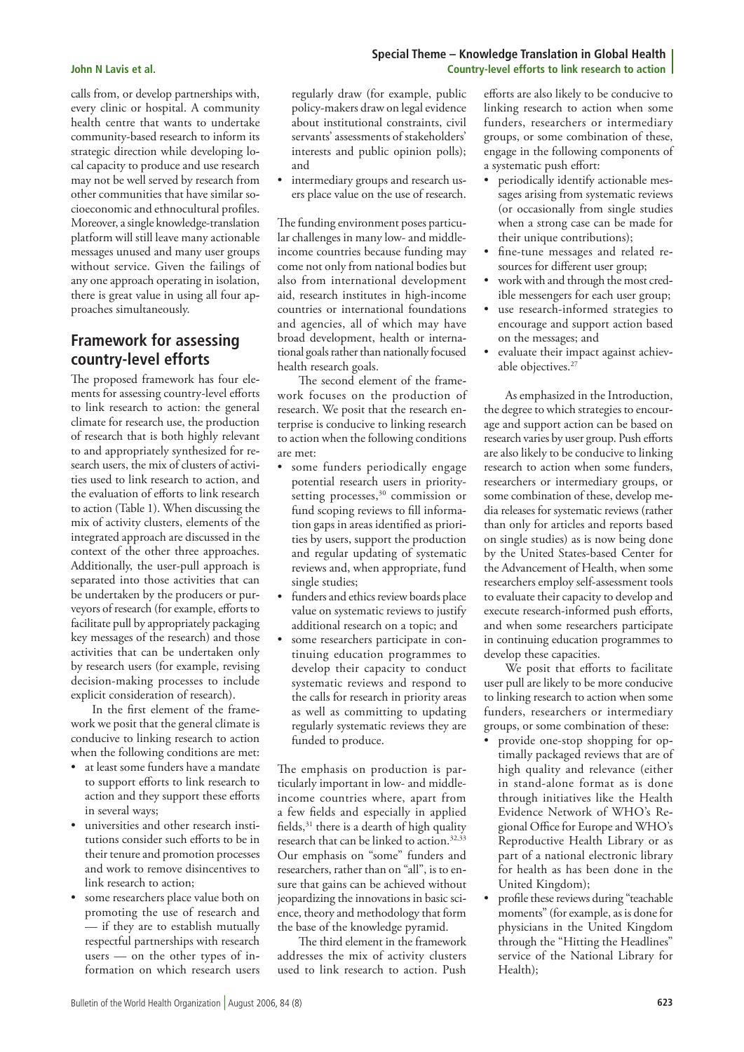calls from, or develop partnerships with, every clinic or hospital. A community health centre that wants to undertake community-based research to inform its strategic direction while developing local capacity to produce and use research may not be well served by research from other communities that have similar socioeconomic and ethnocultural profiles. Moreover, a single knowledge-translation platform will still leave many actionable messages unused and many user groups without service. Given the failings of any one approach operating in isolation, there is great value in using all four approaches simultaneously.

## Framework for assessing country-level efforts

The proposed framework has four elements for assessing country-level efforts to link research to action: the general climate for research use, the production of research that is both highly relevant to and appropriately synthesized for research users, the mix of clusters of activities used to link research to action, and the evaluation of efforts to link research to action (Table 1). When discussing the mix of activity clusters, elements of the integrated approach are discussed in the context of the other three approaches. Additionally, the user-pull approach is separated into those activities that can be undertaken by the producers or purveyors of research (for example, efforts to facilitate pull by appropriately packaging key messages of the research) and those activities that can be undertaken only by research users (for example, revising decision-making processes to include explicit consideration of research).

In the first element of the framework we posit that the general climate is conducive to linking research to action when the following conditions are met:

- at least some funders have a mandate to support efforts to link research to action and they support these efforts in several ways;
- universities and other research institutions consider such efforts to be in their tenure and promotion processes and work to remove disincentives to link research to action;
- some researchers place value both on promoting the use of research and — if they are to establish mutually respectful partnerships with research users — on the other types of information on which research users regularly draw (for example, public policy-makers draw on legal evidence about institutional constraints, civil servants' assessments of stakeholders' interests and public opinion polls); and
- intermediary groups and research users place value on the use of research.

The funding environment poses particular challenges in many low- and middle-income countries because funding may come not only from national bodies but also from international development aid, research institutes in high-income countries or international foundations and agencies, all of which may have broad development, health or international goals rather than nationally focused health research goals.

The second element of the framework focuses on the production of research. We posit that the research enterprise is conducive to linking research to action when the following conditions are met:

- some funders periodically engage potential research users in priority-setting processes,[30] commission or fund scoping reviews to fill information gaps in areas identified as priorities by users, support the production and regular updating of systematic reviews and, when appropriate, fund single studies;
- funders and ethics review boards place value on systematic reviews to justify additional research on a topic; and
- some researchers participate in continuing education programmes to develop their capacity to conduct systematic reviews and respond to the calls for research in priority areas as well as committing to updating regularly systematic reviews they are funded to produce.

The emphasis on production is particularly important in low- and middle-income countries where, apart from a few fields and especially in applied fields,[31] there is a dearth of high quality research that can be linked to action.[32,33] Our emphasis on "some" funders and researchers, rather than on "all", is to ensure that gains can be achieved without jeopardizing the innovations in basic science, theory and methodology that form the base of the knowledge pyramid.

The third element in the framework addresses the mix of activity clusters used to link research to action. Push efforts are also likely to be conducive to linking research to action when some funders, researchers or intermediary groups, or some combination of these, engage in the following components of a systematic push effort:

- periodically identify actionable messages arising from systematic reviews (or occasionally from single studies when a strong case can be made for their unique contributions);
- fine-tune messages and related resources for different user group;
- work with and through the most credible messengers for each user group;
- use research-informed strategies to encourage and support action based on the messages; and
- evaluate their impact against achievable objectives.[27]

As emphasized in the Introduction, the degree to which strategies to encourage and support action can be based on research varies by user group. Push efforts are also likely to be conducive to linking research to action when some funders, researchers or intermediary groups, or some combination of these, develop media releases for systematic reviews (rather than only for articles and reports based on single studies) as is now being done by the United States-based Center for the Advancement of Health, when some researchers employ self-assessment tools to evaluate their capacity to develop and execute research-informed push efforts, and when some researchers participate in continuing education programmes to develop these capacities.

We posit that efforts to facilitate user pull are likely to be more conducive to linking research to action when some funders, researchers or intermediary groups, or some combination of these:

- provide one-stop shopping for optimally packaged reviews that are of high quality and relevance (either in stand-alone format as is done through initiatives like the Health Evidence Network of WHO's Regional Office for Europe and WHO's Reproductive Health Library or as part of a national electronic library for health as has been done in the United Kingdom);
- profile these reviews during "teachable moments" (for example, as is done for physicians in the United Kingdom through the "Hitting the Headlines" service of the National Library for Health);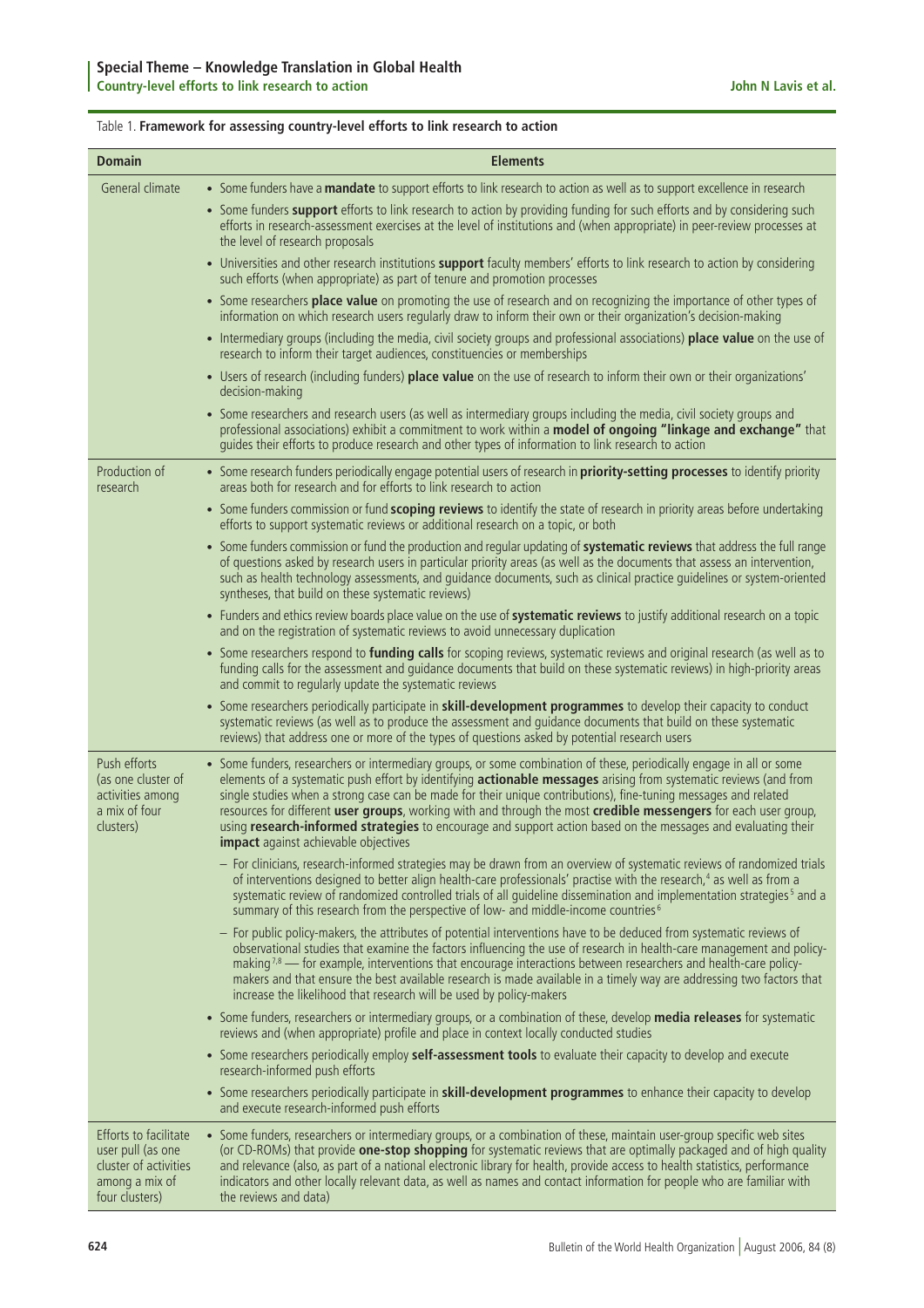Table 1. **Framework for assessing country-level efforts to link research to action**

| Domain | Elements |
| --- | --- |
| General climate | • Some funders have a **mandate** to support efforts to link research to action as well as to support excellence in research<br>• Some funders **support** efforts to link research to action by providing funding for such efforts and by considering such efforts in research-assessment exercises at the level of institutions and (when appropriate) in peer-review processes at the level of research proposals<br>• Universities and other research institutions **support** faculty members' efforts to link research to action by considering such efforts (when appropriate) as part of tenure and promotion processes<br>• Some researchers **place value** on promoting the use of research and on recognizing the importance of other types of information on which research users regularly draw to inform their own or their organization's decision-making<br>• Intermediary groups (including the media, civil society groups and professional associations) **place value** on the use of research to inform their target audiences, constituencies or memberships<br>• Users of research (including funders) **place value** on the use of research to inform their own or their organizations' decision-making<br>• Some researchers and research users (as well as intermediary groups including the media, civil society groups and professional associations) exhibit a commitment to work within a **model of ongoing "linkage and exchange"** that guides their efforts to produce research and other types of information to link research to action |
| Production of research | • Some research funders periodically engage potential users of research in **priority-setting processes** to identify priority areas both for research and for efforts to link research to action<br>• Some funders commission or fund **scoping reviews** to identify the state of research in priority areas before undertaking efforts to support systematic reviews or additional research on a topic, or both<br>• Some funders commission or fund the production and regular updating of **systematic reviews** that address the full range of questions asked by research users in particular priority areas (as well as the documents that assess an intervention, such as health technology assessments, and guidance documents, such as clinical practice guidelines or system-oriented syntheses, that build on these systematic reviews)<br>• Funders and ethics review boards place value on the use of **systematic reviews** to justify additional research on a topic and on the registration of systematic reviews to avoid unnecessary duplication<br>• Some researchers respond to **funding calls** for scoping reviews, systematic reviews and original research (as well as to funding calls for the assessment and guidance documents that build on these systematic reviews) in high-priority areas and commit to regularly update the systematic reviews<br>• Some researchers periodically participate in **skill-development programmes** to develop their capacity to conduct systematic reviews (as well as to produce the assessment and guidance documents that build on these systematic reviews) that address one or more of the types of questions asked by potential research users |
| Push efforts (as one cluster of activities among a mix of four clusters) | • Some funders, researchers or intermediary groups, or some combination of these, periodically engage in all or some elements of a systematic push effort by identifying **actionable messages** arising from systematic reviews (and from single studies when a strong case can be made for their unique contributions), fine-tuning messages and related resources for different **user groups**, working with and through the most **credible messengers** for each user group, using **research-informed strategies** to encourage and support action based on the messages and evaluating their **impact** against achievable objectives<br>– For clinicians, research-informed strategies may be drawn from an overview of systematic reviews of randomized trials of interventions designed to better align health-care professionals' practise with the research,[4] as well as from a systematic review of randomized controlled trials of all guideline dissemination and implementation strategies[5] and a summary of this research from the perspective of low- and middle-income countries[6]<br>– For public policy-makers, the attributes of potential interventions have to be deduced from systematic reviews of observational studies that examine the factors influencing the use of research in health-care management and policy-making[7,8] — for example, interventions that encourage interactions between researchers and health-care policy-makers and that ensure the best available research is made available in a timely way are addressing two factors that increase the likelihood that research will be used by policy-makers<br>• Some funders, researchers or intermediary groups, or a combination of these, develop **media releases** for systematic reviews and (when appropriate) profile and place in context locally conducted studies<br>• Some researchers periodically employ **self-assessment tools** to evaluate their capacity to develop and execute research-informed push efforts<br>• Some researchers periodically participate in **skill-development programmes** to enhance their capacity to develop and execute research-informed push efforts |
| Efforts to facilitate user pull (as one cluster of activities among a mix of four clusters) | • Some funders, researchers or intermediary groups, or a combination of these, maintain user-group specific web sites (or CD-ROMs) that provide **one-stop shopping** for systematic reviews that are optimally packaged and of high quality and relevance (also, as part of a national electronic library for health, provide access to health statistics, performance indicators and other locally relevant data, as well as names and contact information for people who are familiar with the reviews and data) |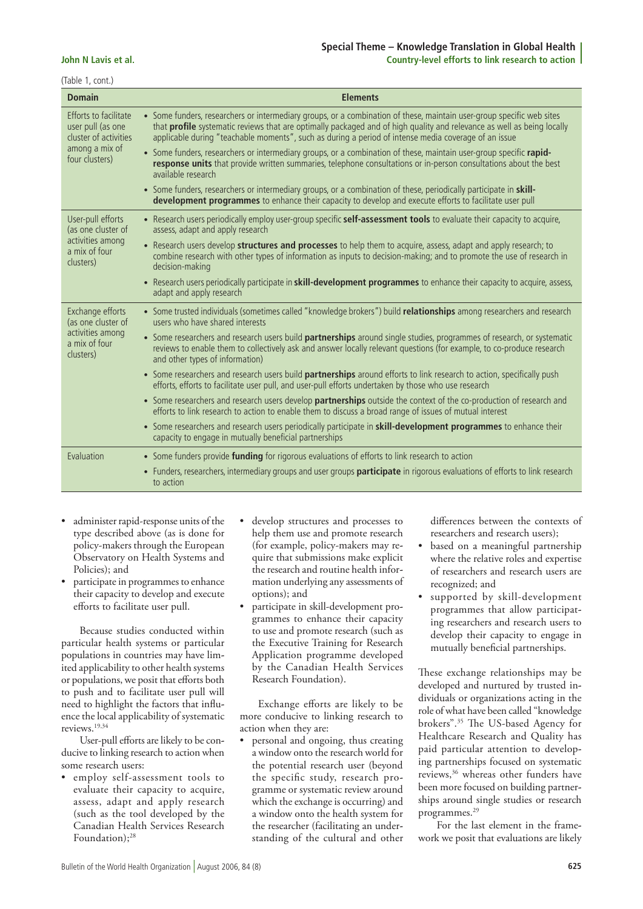(Table 1, cont.)

| Domain | Elements |
|---|---|
| Efforts to facilitate user pull (as one cluster of activities among a mix of four clusters) | • Some funders, researchers or intermediary groups, or a combination of these, maintain user-group specific web sites that **profile** systematic reviews that are optimally packaged and of high quality and relevance as well as being locally applicable during "teachable moments", such as during a period of intense media coverage of an issue<br>• Some funders, researchers or intermediary groups, or a combination of these, maintain user-group specific **rapid-response units** that provide written summaries, telephone consultations or in-person consultations about the best available research<br>• Some funders, researchers or intermediary groups, or a combination of these, periodically participate in **skill-development programmes** to enhance their capacity to develop and execute efforts to facilitate user pull |
| User-pull efforts (as one cluster of activities among a mix of four clusters) | • Research users periodically employ user-group specific **self-assessment tools** to evaluate their capacity to acquire, assess, adapt and apply research<br>• Research users develop **structures and processes** to help them to acquire, assess, adapt and apply research; to combine research with other types of information as inputs to decision-making; and to promote the use of research in decision-making<br>• Research users periodically participate in **skill-development programmes** to enhance their capacity to acquire, assess, adapt and apply research |
| Exchange efforts (as one cluster of activities among a mix of four clusters) | • Some trusted individuals (sometimes called "knowledge brokers") build **relationships** among researchers and research users who have shared interests<br>• Some researchers and research users build **partnerships** around single studies, programmes of research, or systematic reviews to enable them to collectively ask and answer locally relevant questions (for example, to co-produce research and other types of information)<br>• Some researchers and research users build **partnerships** around efforts to link research to action, specifically push efforts, efforts to facilitate user pull, and user-pull efforts undertaken by those who use research<br>• Some researchers and research users develop **partnerships** outside the context of the co-production of research and efforts to link research to action to enable them to discuss a broad range of issues of mutual interest<br>• Some researchers and research users periodically participate in **skill-development programmes** to enhance their capacity to engage in mutually beneficial partnerships |
| Evaluation | • Some funders provide **funding** for rigorous evaluations of efforts to link research to action<br>• Funders, researchers, intermediary groups and user groups **participate** in rigorous evaluations of efforts to link research to action |

- administer rapid-response units of the type described above (as is done for policy-makers through the European Observatory on Health Systems and Policies); and
- participate in programmes to enhance their capacity to develop and execute efforts to facilitate user pull.

Because studies conducted within particular health systems or particular populations in countries may have limited applicability to other health systems or populations, we posit that efforts both to push and to facilitate user pull will need to highlight the factors that influence the local applicability of systematic reviews.[19,34]

User-pull efforts are likely to be conducive to linking research to action when some research users:

- employ self-assessment tools to evaluate their capacity to acquire, assess, adapt and apply research (such as the tool developed by the Canadian Health Services Research Foundation);[28]
- develop structures and processes to help them use and promote research (for example, policy-makers may require that submissions make explicit the research and routine health information underlying any assessments of options); and
- participate in skill-development programmes to enhance their capacity to use and promote research (such as the Executive Training for Research Application programme developed by the Canadian Health Services Research Foundation).

Exchange efforts are likely to be more conducive to linking research to action when they are:

- personal and ongoing, thus creating a window onto the research world for the potential research user (beyond the specific study, research programme or systematic review around which the exchange is occurring) and a window onto the health system for the researcher (facilitating an understanding of the cultural and other differences between the contexts of researchers and research users);
- based on a meaningful partnership where the relative roles and expertise of researchers and research users are recognized; and
- supported by skill-development programmes that allow participating researchers and research users to develop their capacity to engage in mutually beneficial partnerships.

These exchange relationships may be developed and nurtured by trusted individuals or organizations acting in the role of what have been called "knowledge brokers".[35] The US-based Agency for Healthcare Research and Quality has paid particular attention to developing partnerships focused on systematic reviews,[36] whereas other funders have been more focused on building partnerships around single studies or research programmes.[29]

For the last element in the framework we posit that evaluations are likely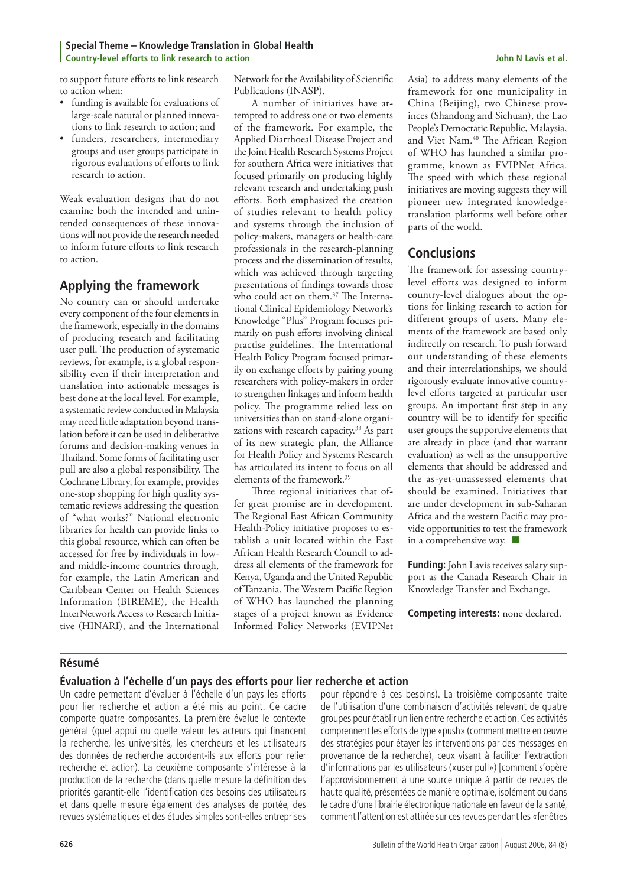to support future efforts to link research to action when:

- funding is available for evaluations of large-scale natural or planned innovations to link research to action; and
- funders, researchers, intermediary groups and user groups participate in rigorous evaluations of efforts to link research to action.

Weak evaluation designs that do not examine both the intended and unintended consequences of these innovations will not provide the research needed to inform future efforts to link research to action.

## Applying the framework

No country can or should undertake every component of the four elements in the framework, especially in the domains of producing research and facilitating user pull. The production of systematic reviews, for example, is a global responsibility even if their interpretation and translation into actionable messages is best done at the local level. For example, a systematic review conducted in Malaysia may need little adaptation beyond translation before it can be used in deliberative forums and decision-making venues in Thailand. Some forms of facilitating user pull are also a global responsibility. The Cochrane Library, for example, provides one-stop shopping for high quality systematic reviews addressing the question of "what works?" National electronic libraries for health can provide links to this global resource, which can often be accessed for free by individuals in low- and middle-income countries through, for example, the Latin American and Caribbean Center on Health Sciences Information (BIREME), the Health InterNetwork Access to Research Initiative (HINARI), and the International Network for the Availability of Scientific Publications (INASP).

A number of initiatives have attempted to address one or two elements of the framework. For example, the Applied Diarrhoeal Disease Project and the Joint Health Research Systems Project for southern Africa were initiatives that focused primarily on producing highly relevant research and undertaking push efforts. Both emphasized the creation of studies relevant to health policy and systems through the inclusion of policy-makers, managers or health-care professionals in the research-planning process and the dissemination of results, which was achieved through targeting presentations of findings towards those who could act on them.[37] The International Clinical Epidemiology Network's Knowledge "Plus" Program focuses primarily on push efforts involving clinical practise guidelines. The International Health Policy Program focused primarily on exchange efforts by pairing young researchers with policy-makers in order to strengthen linkages and inform health policy. The programme relied less on universities than on stand-alone organizations with research capacity.[38] As part of its new strategic plan, the Alliance for Health Policy and Systems Research has articulated its intent to focus on all elements of the framework.[39]

Three regional initiatives that offer great promise are in development. The Regional East African Community Health-Policy initiative proposes to establish a unit located within the East African Health Research Council to address all elements of the framework for Kenya, Uganda and the United Republic of Tanzania. The Western Pacific Region of WHO has launched the planning stages of a project known as Evidence Informed Policy Networks (EVIPNet Asia) to address many elements of the framework for one municipality in China (Beijing), two Chinese provinces (Shandong and Sichuan), the Lao People's Democratic Republic, Malaysia, and Viet Nam.[40] The African Region of WHO has launched a similar programme, known as EVIPNet Africa. The speed with which these regional initiatives are moving suggests they will pioneer new integrated knowledge-translation platforms well before other parts of the world.

## Conclusions

The framework for assessing country-level efforts was designed to inform country-level dialogues about the options for linking research to action for different groups of users. Many elements of the framework are based only indirectly on research. To push forward our understanding of these elements and their interrelationships, we should rigorously evaluate innovative country-level efforts targeted at particular user groups. An important first step in any country will be to identify for specific user groups the supportive elements that are already in place (and that warrant evaluation) as well as the unsupportive elements that should be addressed and the as-yet-unassessed elements that should be examined. Initiatives that are under development in sub-Saharan Africa and the western Pacific may provide opportunities to test the framework in a comprehensive way. ■

**Funding:** John Lavis receives salary support as the Canada Research Chair in Knowledge Transfer and Exchange.

**Competing interests:** none declared.

## Résumé

### Évaluation à l'échelle d'un pays des efforts pour lier recherche et action

Un cadre permettant d'évaluer à l'échelle d'un pays les efforts pour lier recherche et action a été mis au point. Ce cadre comporte quatre composantes. La première évalue le contexte général (quel appui ou quelle valeur les acteurs qui financent la recherche, les universités, les chercheurs et les utilisateurs des données de recherche accordent-ils aux efforts pour relier recherche et action). La deuxième composante s'intéresse à la production de la recherche (dans quelle mesure la définition des priorités garantit-elle l'identification des besoins des utilisateurs et dans quelle mesure également des analyses de portée, des revues systématiques et des études simples sont-elles entreprises pour répondre à ces besoins). La troisième composante traite de l'utilisation d'une combinaison d'activités relevant de quatre groupes pour établir un lien entre recherche et action. Ces activités comprennent les efforts de type «push» (comment mettre en œuvre des stratégies pour étayer les interventions par des messages en provenance de la recherche), ceux visant à faciliter l'extraction d'informations par les utilisateurs («user pull») [comment s'opère l'approvisionnement à une source unique à partir de revues de haute qualité, présentées de manière optimale, isolément ou dans le cadre d'une librairie électronique nationale en faveur de la santé, comment l'attention est attirée sur ces revues pendant les «fenêtres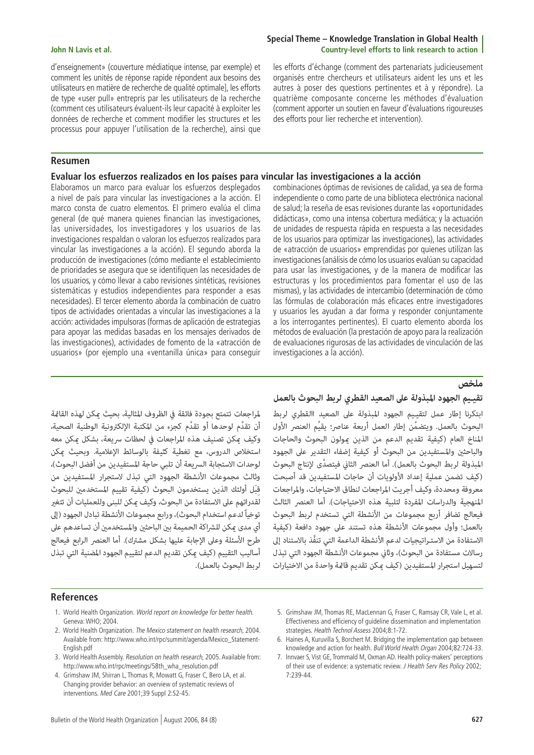d'enseignement» (couverture médiatique intense, par exemple) et comment les unités de réponse rapide répondent aux besoins des utilisateurs en matière de recherche de qualité optimale], les efforts de type «user pull» entrepris par les utilisateurs de la recherche (comment ces utilisateurs évaluent-ils leur capacité à exploiter les données de recherche et comment modifier les structures et les processus pour appuyer l'utilisation de la recherche), ainsi que les efforts d'échange (comment des partenariats judicieusement organisés entre chercheurs et utilisateurs aident les uns et les autres à poser des questions pertinentes et à y répondre). La quatrième composante concerne les méthodes d'évaluation (comment apporter un soutien en faveur d'évaluations rigoureuses des efforts pour lier recherche et intervention).

## Resumen

### Evaluar los esfuerzos realizados en los países para vincular las investigaciones a la acción

Elaboramos un marco para evaluar los esfuerzos desplegados a nivel de país para vincular las investigaciones a la acción. El marco consta de cuatro elementos. El primero evalúa el clima general (de qué manera quienes financian las investigaciones, las universidades, los investigadores y los usuarios de las investigaciones respaldan o valoran los esfuerzos realizados para vincular las investigaciones a la acción). El segundo aborda la producción de investigaciones (cómo mediante el establecimiento de prioridades se asegura que se identifiquen las necesidades de los usuarios, y cómo llevar a cabo revisiones sintéticas, revisiones sistemáticas y estudios independientes para responder a esas necesidades). El tercer elemento aborda la combinación de cuatro tipos de actividades orientadas a vincular las investigaciones a la acción: actividades impulsoras (formas de aplicación de estrategias para apoyar las medidas basadas en los mensajes derivados de las investigaciones), actividades de fomento de la «atracción de usuarios» (por ejemplo una «ventanilla única» para conseguir combinaciones óptimas de revisiones de calidad, ya sea de forma independiente o como parte de una biblioteca electrónica nacional de salud; la reseña de esas revisiones durante las «oportunidades didácticas», como una intensa cobertura mediática; y la actuación de unidades de respuesta rápida en respuesta a las necesidades de los usuarios para optimizar las investigaciones), las actividades de «atracción de usuarios» emprendidas por quienes utilizan las investigaciones (análisis de cómo los usuarios evalúan su capacidad para usar las investigaciones, y de la manera de modificar las estructuras y los procedimientos para fomentar el uso de las mismas), y las actividades de intercambio (determinación de cómo las fórmulas de colaboración más eficaces entre investigadores y usuarios les ayudan a dar forma y responder conjuntamente a los interrogantes pertinentes). El cuarto elemento aborda los métodos de evaluación (la prestación de apoyo para la realización de evaluaciones rigurosas de las actividades de vinculación de las investigaciones a la acción).

## ملخص

### تقييم الجهود المبذولة على الصعيد القطري لربط البحوث بالعمل

ابتكرنا إطار عمل لتقييم الجهود المبذولة على الصعيد االقطري لربط البحوث بالعمل. ويتضمَّن إطار العمل أربعة عناصر؛ يقيِّم العنصر الأول المناخ العام (كيفية تقديم الدعم من الذين يمولون البحوث والحاجات والباحثين والمستفيدين من البحوث أو كيفية إضفاء التقدير على الجهود المبذولة لربط البحوث بالعمل). أما العنصر الثاني فيتصدَّى لإنتاج البحوث (كيف تضمن عملية إعداد الأولويات أن حاجات المستفيدين قد أصبحت معروفة ومحددة، وكيف أجريت المراجعات لنطاق الاحتياجات، والمراجعات المنهجية والدراسات المفردة لتلبية هذه الاحتياجات). أما العنصر الثالث فيعالج تضافر أربع مجموعات من الأنشطة التي تستخدم لربط البحوث بالعمل؛ وأول مجموعات الأنشطة هذه تستند على جهود دافعة (كيفية الاستفادة من الاستراتيجيات لدعم الأنشطة الداعمة التي تنفَّذ بالاستناد إلى رسالات مستفادة من البحوث)، وثاني مجموعات الأنشطة الجهود التي تبذل لتسهيل استجرار المستفيدين (كيف يمكن تقديم قائمة واحدة من الاختيارات لمراجعات تتمتع بجودة فائقة في الظروف المثالية، بحيث يمكن لهذه القائمة أن تقدَّم لوحدها أو تقدَّم كجزء من المكتبة الإلكترونية الوطنية الصحية، وكيف يمكن تصنيف هذه المراجعات في لحظات سريعة، بشكل يمكن معه استخلاص الدروس، مع تغطية كثيفة بالوسائط الإعلامية. وبحيث يمكن لوحدات الاستجابة السريعة أن تلبي حاجة المستفيدين من أفضل البحوث)، وثالث مجموعات الأنشطة الجهود التي تبذل لاستجرار المستفيدين من قِبَل أولئك الذين يستخدمون البحوث (كيفية تقييم المستخدمين للبحوث لقدراتهم على الاستفادة من البحوث، وكيف يمكن للبنى وللعمليات أن تتغير توخياً لدعم استخدام البحوث)، ورابع مجموعات الأنشطة تبادل الجهود (إلى أي مدى يمكن للشراكة الحميمة بين الباحثين والمستخدمين أن تساعدهم على طرح الأسئلة وعلى الإجابة عليها بشكل مشترك). أما العنصر الرابع فيعالج أساليب التقييم (كيف يمكن تقديم الدعم لتقييم الجهود المضنية التي تبذل لربط البحوث بالعمل).

## References

1. World Health Organization. *World report on knowledge for better health.* Geneva: WHO; 2004.
2. World Health Organization. *The Mexico statement on health research*, 2004. Available from: http://www.who.int/rpc/summit/agenda/Mexico_Statement-English.pdf
3. World Health Assembly. *Resolution on health research*, 2005. Available from: http://www.who.int/rpc/meetings/58th_wha_resolution.pdf
4. Grimshaw JM, Shirran L, Thomas R, Mowatt G, Fraser C, Bero LA, et al. Changing provider behavior: an overview of systematic reviews of interventions. *Med Care* 2001;39 Suppl 2:S2-45.
5. Grimshaw JM, Thomas RE, MacLennan G, Fraser C, Ramsay CR, Vale L, et al. Effectiveness and efficiency of guideline dissemination and implementation strategies. *Health Technol Assess* 2004;8:1-72.
6. Haines A, Kuruvilla S, Borchert M. Bridging the implementation gap between knowledge and action for health. *Bull World Health Organ* 2004;82:724-33.
7. Innvaer S, Vist GE, Trommald M, Oxman AD. Health policy-makers' perceptions of their use of evidence: a systematic review. *J Health Serv Res Policy* 2002; 7:239-44.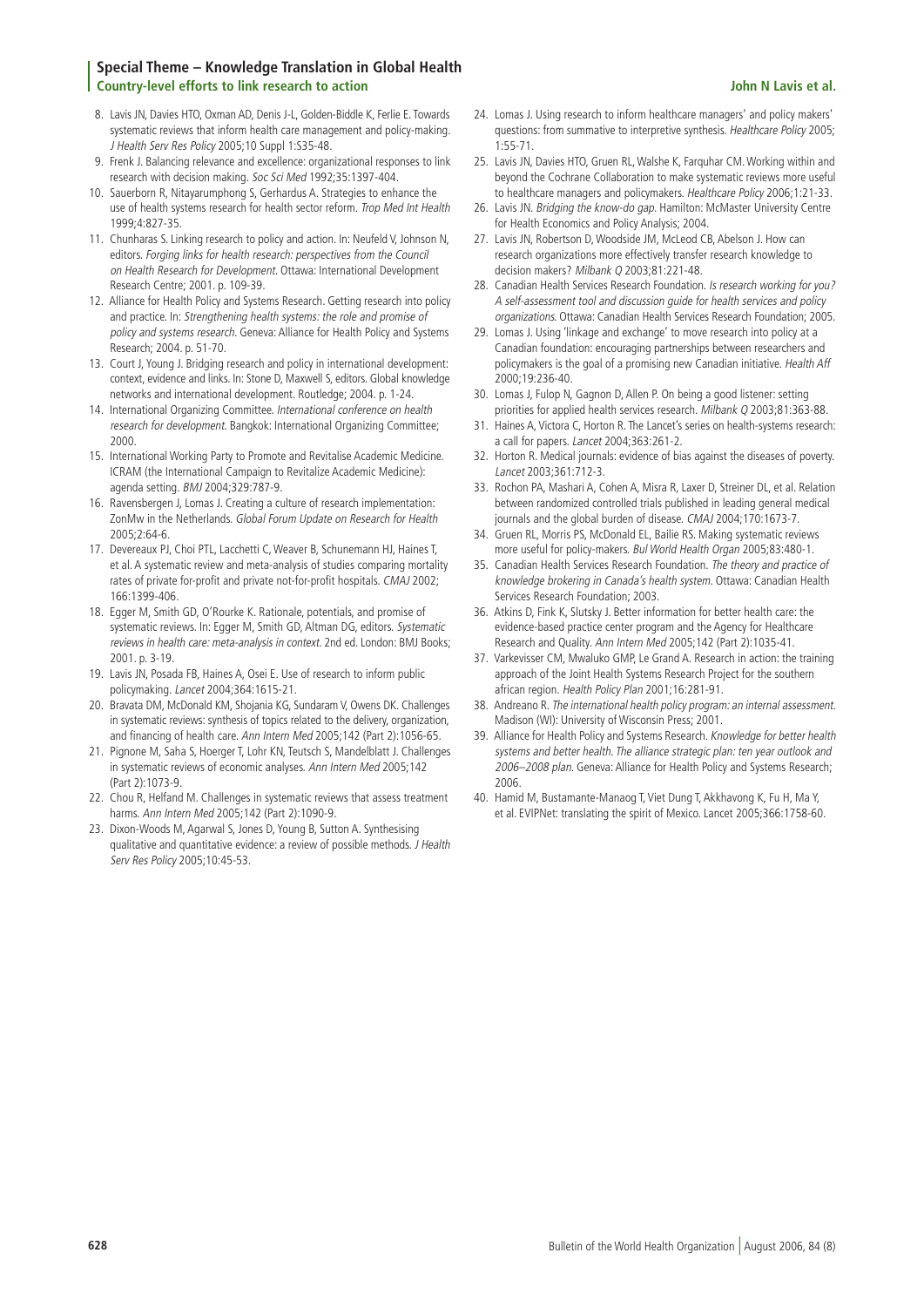8. Lavis JN, Davies HTO, Oxman AD, Denis J-L, Golden-Biddle K, Ferlie E. Towards systematic reviews that inform health care management and policy-making. *J Health Serv Res Policy* 2005;10 Suppl 1:S35-48.
9. Frenk J. Balancing relevance and excellence: organizational responses to link research with decision making. *Soc Sci Med* 1992;35:1397-404.
10. Sauerborn R, Nitayarumphong S, Gerhardus A. Strategies to enhance the use of health systems research for health sector reform. *Trop Med Int Health* 1999;4:827-35.
11. Chunharas S. Linking research to policy and action. In: Neufeld V, Johnson N, editors. *Forging links for health research: perspectives from the Council on Health Research for Development*. Ottawa: International Development Research Centre; 2001. p. 109-39.
12. Alliance for Health Policy and Systems Research. Getting research into policy and practice. In: *Strengthening health systems: the role and promise of policy and systems research*. Geneva: Alliance for Health Policy and Systems Research; 2004. p. 51-70.
13. Court J, Young J. Bridging research and policy in international development: context, evidence and links. In: Stone D, Maxwell S, editors. Global knowledge networks and international development. Routledge; 2004. p. 1-24.
14. International Organizing Committee. *International conference on health research for development*. Bangkok: International Organizing Committee; 2000.
15. International Working Party to Promote and Revitalise Academic Medicine. ICRAM (the International Campaign to Revitalize Academic Medicine): agenda setting. *BMJ* 2004;329:787-9.
16. Ravensbergen J, Lomas J. Creating a culture of research implementation: ZonMw in the Netherlands. *Global Forum Update on Research for Health* 2005;2:64-6.
17. Devereaux PJ, Choi PTL, Lacchetti C, Weaver B, Schunemann HJ, Haines T, et al. A systematic review and meta-analysis of studies comparing mortality rates of private for-profit and private not-for-profit hospitals. *CMAJ* 2002; 166:1399-406.
18. Egger M, Smith GD, O'Rourke K. Rationale, potentials, and promise of systematic reviews. In: Egger M, Smith GD, Altman DG, editors. *Systematic reviews in health care: meta-analysis in context*. 2nd ed. London: BMJ Books; 2001. p. 3-19.
19. Lavis JN, Posada FB, Haines A, Osei E. Use of research to inform public policymaking. *Lancet* 2004;364:1615-21.
20. Bravata DM, McDonald KM, Shojania KG, Sundaram V, Owens DK. Challenges in systematic reviews: synthesis of topics related to the delivery, organization, and financing of health care. *Ann Intern Med* 2005;142 (Part 2):1056-65.
21. Pignone M, Saha S, Hoerger T, Lohr KN, Teutsch S, Mandelblatt J. Challenges in systematic reviews of economic analyses. *Ann Intern Med* 2005;142 (Part 2):1073-9.
22. Chou R, Helfand M. Challenges in systematic reviews that assess treatment harms. *Ann Intern Med* 2005;142 (Part 2):1090-9.
23. Dixon-Woods M, Agarwal S, Jones D, Young B, Sutton A. Synthesising qualitative and quantitative evidence: a review of possible methods. *J Health Serv Res Policy* 2005;10:45-53.
24. Lomas J. Using research to inform healthcare managers' and policy makers' questions: from summative to interpretive synthesis. *Healthcare Policy* 2005; 1:55-71.
25. Lavis JN, Davies HTO, Gruen RL, Walshe K, Farquhar CM. Working within and beyond the Cochrane Collaboration to make systematic reviews more useful to healthcare managers and policymakers. *Healthcare Policy* 2006;1:21-33.
26. Lavis JN. *Bridging the know-do gap*. Hamilton: McMaster University Centre for Health Economics and Policy Analysis; 2004.
27. Lavis JN, Robertson D, Woodside JM, McLeod CB, Abelson J. How can research organizations more effectively transfer research knowledge to decision makers? *Milbank Q* 2003;81:221-48.
28. Canadian Health Services Research Foundation. *Is research working for you? A self-assessment tool and discussion guide for health services and policy organizations*. Ottawa: Canadian Health Services Research Foundation; 2005.
29. Lomas J. Using 'linkage and exchange' to move research into policy at a Canadian foundation: encouraging partnerships between researchers and policymakers is the goal of a promising new Canadian initiative. *Health Aff* 2000;19:236-40.
30. Lomas J, Fulop N, Gagnon D, Allen P. On being a good listener: setting priorities for applied health services research. *Milbank Q* 2003;81:363-88.
31. Haines A, Victora C, Horton R. The Lancet's series on health-systems research: a call for papers. *Lancet* 2004;363:261-2.
32. Horton R. Medical journals: evidence of bias against the diseases of poverty. *Lancet* 2003;361:712-3.
33. Rochon PA, Mashari A, Cohen A, Misra R, Laxer D, Streiner DL, et al. Relation between randomized controlled trials published in leading general medical journals and the global burden of disease. *CMAJ* 2004;170:1673-7.
34. Gruen RL, Morris PS, McDonald EL, Bailie RS. Making systematic reviews more useful for policy-makers. *Bul World Health Organ* 2005;83:480-1.
35. Canadian Health Services Research Foundation. *The theory and practice of knowledge brokering in Canada's health system*. Ottawa: Canadian Health Services Research Foundation; 2003.
36. Atkins D, Fink K, Slutsky J. Better information for better health care: the evidence-based practice center program and the Agency for Healthcare Research and Quality. *Ann Intern Med* 2005;142 (Part 2):1035-41.
37. Varkevisser CM, Mwaluko GMP, Le Grand A. Research in action: the training approach of the Joint Health Systems Research Project for the southern african region. *Health Policy Plan* 2001;16:281-91.
38. Andreano R. *The international health policy program: an internal assessment*. Madison (WI): University of Wisconsin Press; 2001.
39. Alliance for Health Policy and Systems Research. *Knowledge for better health systems and better health. The alliance strategic plan: ten year outlook and 2006–2008 plan*. Geneva: Alliance for Health Policy and Systems Research; 2006.
40. Hamid M, Bustamante-Manaog T, Viet Dung T, Akkhavong K, Fu H, Ma Y, et al. EVIPNet: translating the spirit of Mexico. Lancet 2005;366:1758-60.